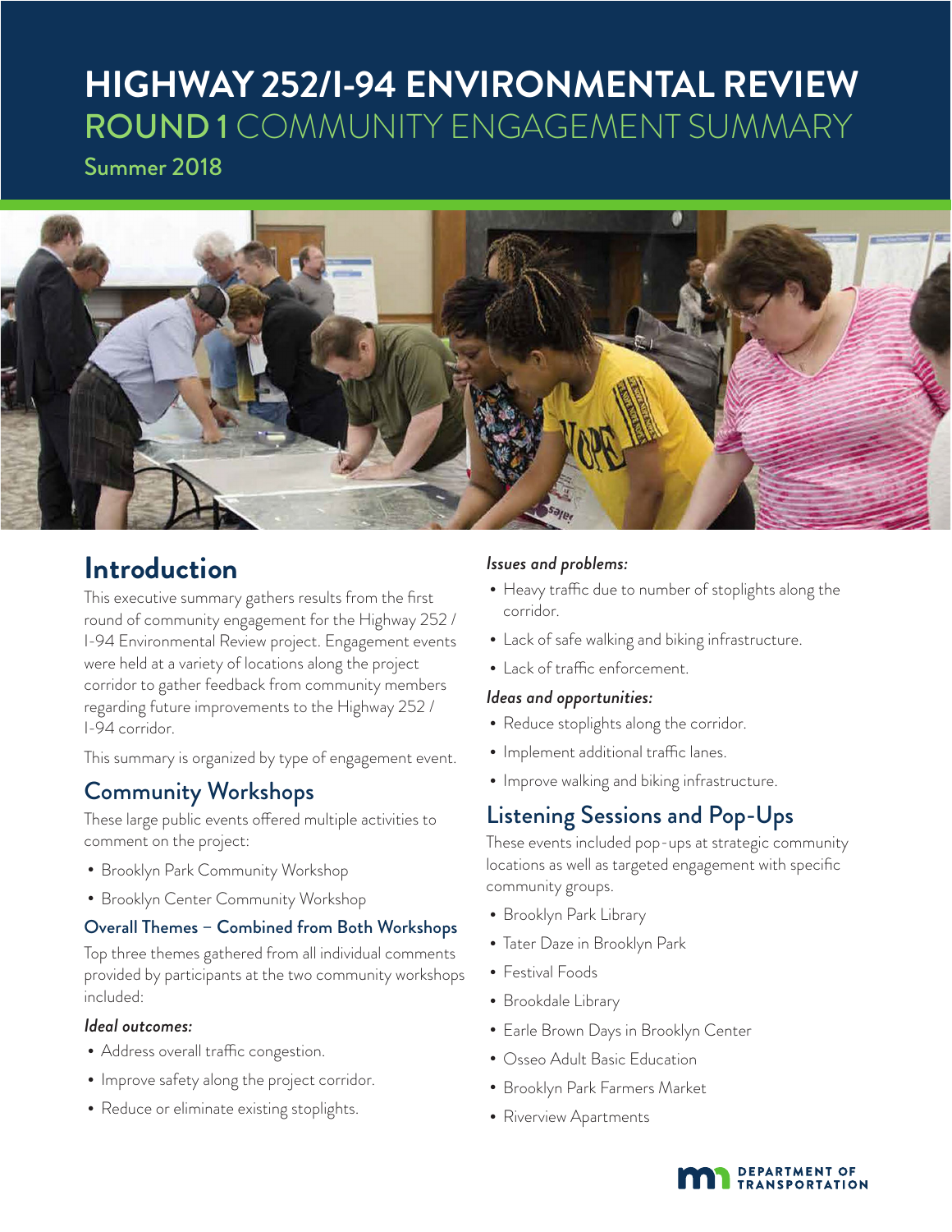# HIGHWAY 252/I-94 ENVIRONMENTAL REVIEW

## ROUND 1 COMMUNITY ENGAGEMENT SUMMARY

Summer 2018

## Introduction

This executive summary gathers results from the first round of community engagement for the Highway 252 / I-94 Environmental Review project. Engagement events were held at a variety of locations along the project corridor to gather feedback from community members regarding future improvements to the Highway 252 / I-94 corridor.

This summary is organized by type of engagement event.

## Community Workshops

These large public events offered multiple activities to comment on the project:

- Brooklyn Park Community Workshop
- Brooklyn Center Community Workshop

### Overall Themes – Combined from Both Workshops

Top three themes gathered from all individual comments provided by participants at the two community workshops included:

*Ideal outcomes:*

- Address overall traffic congestion.
- Improve safety along the project corridor.
- Reduce or eliminate existing stoplights.

*Issues and problems:*

- Heavy traffic due to number of stoplights along the corridor.
- Lack of safe walking and biking infrastructure.
- Lack of traffic enforcement.

*Ideas and opportunities:*

- Reduce stoplights along the corridor.
- Implement additional traffic lanes.
- Improve walking and biking infrastructure.

## Listening Sessions and Pop-Ups

These events included pop-ups at strategic community locations as well as targeted engagement with specific community groups.

- Brooklyn Park Library
- Tater Daze in Brooklyn Park
- Festival Foods
- Brookdale Library
- Earle Brown Days in Brooklyn Center
- Osseo Adult Basic Education
- Brooklyn Park Farmers Market
- Riverview Apartments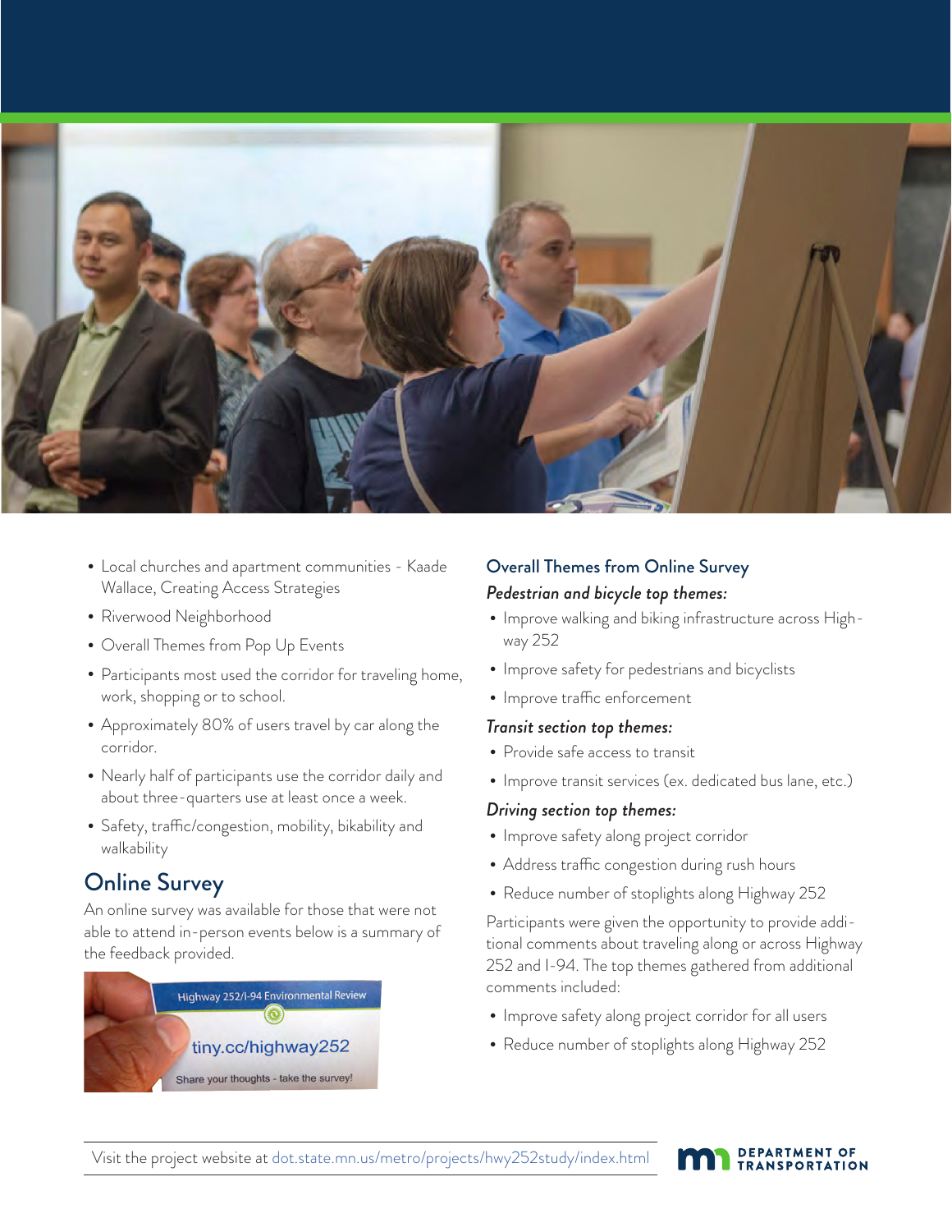- Local churches and apartment communities - Kaade Wallace, Creating Access Strategies
- Riverwood Neighborhood
- Overall Themes from Pop Up Events
- Participants most used the corridor for traveling home, work, shopping or to school.
- Approximately 80% of users travel by car along the corridor.
- Nearly half of participants use the corridor daily and about three-quarters use at least once a week.
- Safety, traffic/congestion, mobility, bikability and walkability

## Online Survey

An online survey was available for those that were not able to attend in-person events below is a summary of the feedback provided.

Highway 252/I-94 Environmental Review

tiny.cc/highway252

Share your thoughts - take the survey!

### Overall Themes from Online Survey

***Pedestrian and bicycle top themes:***

- Improve walking and biking infrastructure across Highway 252
- Improve safety for pedestrians and bicyclists
- Improve traffic enforcement

***Transit section top themes:***

- Provide safe access to transit
- Improve transit services (ex. dedicated bus lane, etc.)

***Driving section top themes:***

- Improve safety along project corridor
- Address traffic congestion during rush hours
- Reduce number of stoplights along Highway 252

Participants were given the opportunity to provide additional comments about traveling along or across Highway 252 and I-94. The top themes gathered from additional comments included:

- Improve safety along project corridor for all users
- Reduce number of stoplights along Highway 252

Visit the project website at dot.state.mn.us/metro/projects/hwy252study/index.html

DEPARTMENT OF TRANSPORTATION